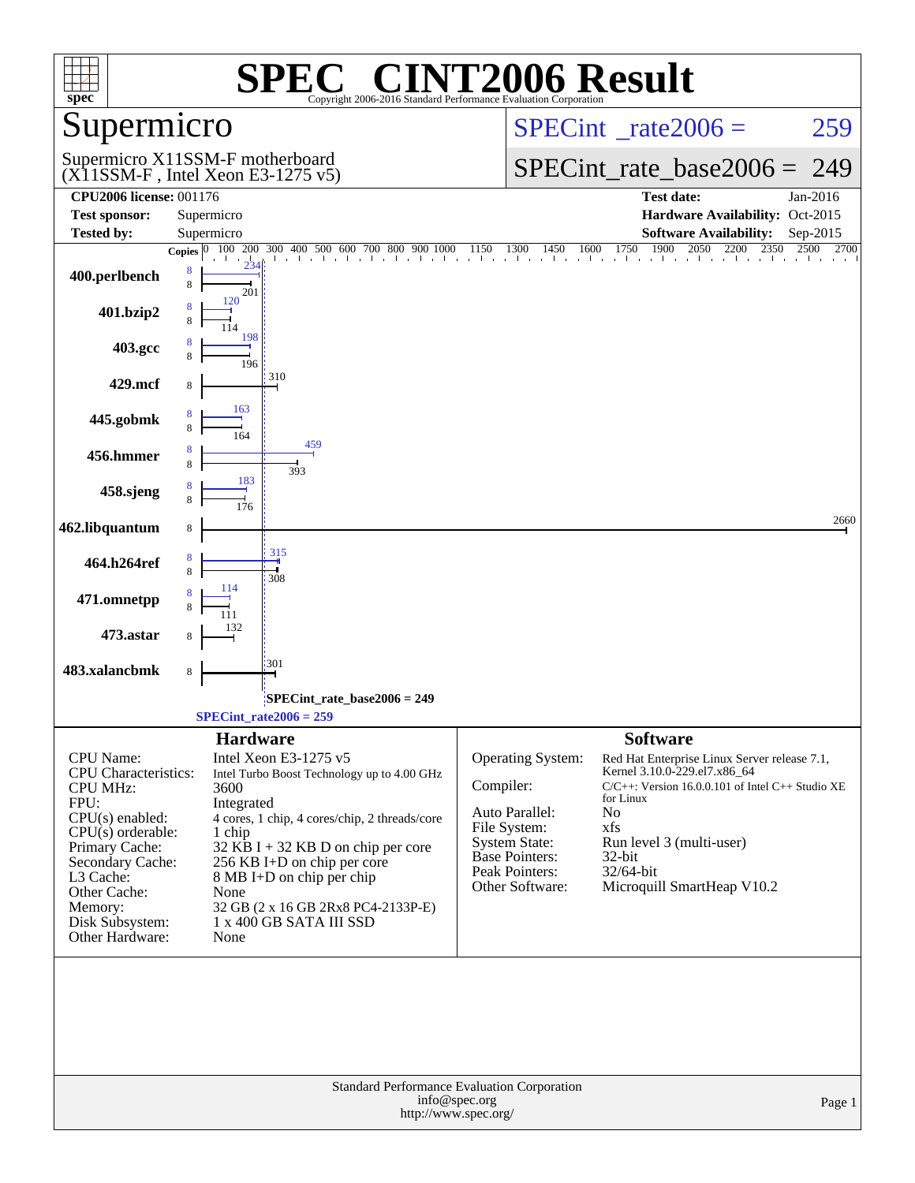# SPEC CINT2006 Result

Copyright 2006-2016 Standard Performance Evaluation Corporation

## Supermicro

Supermicro X11SSM-F motherboard
(X11SSM-F , Intel Xeon E3-1275 v5)

SPECint_rate2006 = 259

SPECint_rate_base2006 = 249

| | | | |
|---|---|---|---|
| **CPU2006 license:** 001176 | | **Test date:** | Jan-2016 |
| **Test sponsor:** | Supermicro | **Hardware Availability:** | Oct-2015 |
| **Tested by:** | Supermicro | **Software Availability:** | Sep-2015 |

| Benchmark | Copies (peak) | Peak | Copies (base) | Base |
|---|---|---|---|---|
| 400.perlbench | 8 | 234 | 8 | 201 |
| 401.bzip2 | 8 | 120 | 8 | 114 |
| 403.gcc | 8 | 198 | 8 | 196 |
| 429.mcf | | | 8 | 310 |
| 445.gobmk | 8 | 163 | 8 | 164 |
| 456.hmmer | 8 | 459 | 8 | 393 |
| 458.sjeng | 8 | 183 | 8 | 176 |
| 462.libquantum | | | 8 | 2660 |
| 464.h264ref | 8 | 315 | 8 | 308 |
| 471.omnetpp | 8 | 114 | 8 | 111 |
| 473.astar | | | 8 | 132 |
| 483.xalancbmk | | | 8 | 301 |

SPECint_rate_base2006 = 249

SPECint_rate2006 = 259

## Hardware

| | |
|---|---|
| CPU Name: | Intel Xeon E3-1275 v5 |
| CPU Characteristics: | Intel Turbo Boost Technology up to 4.00 GHz |
| CPU MHz: | 3600 |
| FPU: | Integrated |
| CPU(s) enabled: | 4 cores, 1 chip, 4 cores/chip, 2 threads/core |
| CPU(s) orderable: | 1 chip |
| Primary Cache: | 32 KB I + 32 KB D on chip per core |
| Secondary Cache: | 256 KB I+D on chip per core |
| L3 Cache: | 8 MB I+D on chip per chip |
| Other Cache: | None |
| Memory: | 32 GB (2 x 16 GB 2Rx8 PC4-2133P-E) |
| Disk Subsystem: | 1 x 400 GB SATA III SSD |
| Other Hardware: | None |

## Software

| | |
|---|---|
| Operating System: | Red Hat Enterprise Linux Server release 7.1, Kernel 3.10.0-229.el7.x86_64 |
| Compiler: | C/C++: Version 16.0.0.101 of Intel C++ Studio XE for Linux |
| Auto Parallel: | No |
| File System: | xfs |
| System State: | Run level 3 (multi-user) |
| Base Pointers: | 32-bit |
| Peak Pointers: | 32/64-bit |
| Other Software: | Microquill SmartHeap V10.2 |

Standard Performance Evaluation Corporation
info@spec.org
http://www.spec.org/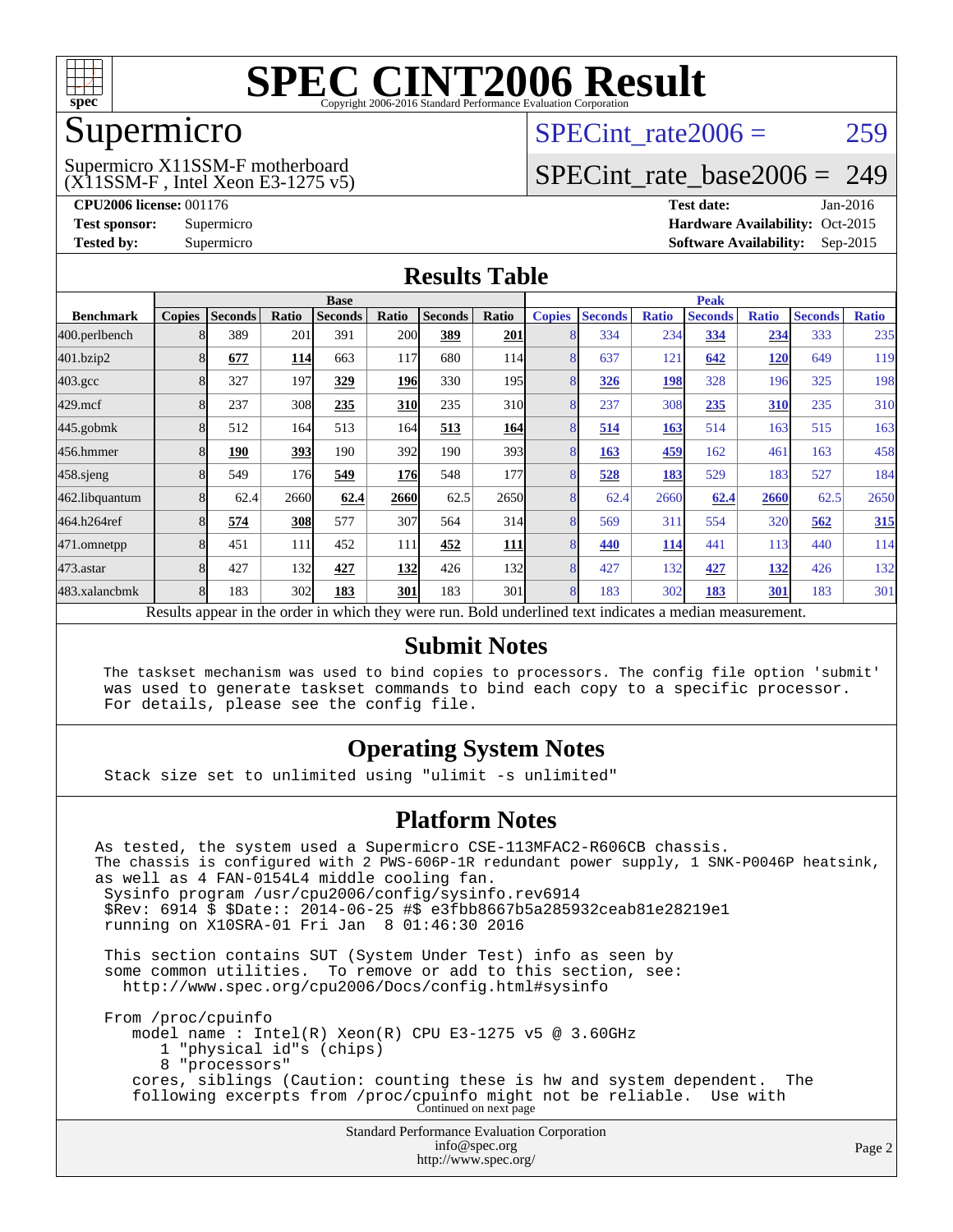# SPEC CINT2006 Result

Copyright 2006-2016 Standard Performance Evaluation Corporation

## Supermicro

Supermicro X11SSM-F motherboard
(X11SSM-F , Intel Xeon E3-1275 v5)

SPECint_rate2006 = 259

SPECint_rate_base2006 = 249

**CPU2006 license:** 001176
**Test sponsor:** Supermicro
**Tested by:** Supermicro

**Test date:** Jan-2016
**Hardware Availability:** Oct-2015
**Software Availability:** Sep-2015

## Results Table

| Benchmark | Base | | | | | | | Peak | | | | | | |
|---|---|---|---|---|---|---|---|---|---|---|---|---|---|---|
| | Copies | Seconds | Ratio | Seconds | Ratio | Seconds | Ratio | Copies | Seconds | Ratio | Seconds | Ratio | Seconds | Ratio |
| 400.perlbench | 8 | 389 | 201 | 391 | 200 | **389** | **201** | 8 | 334 | 234 | **334** | **234** | 333 | 235 |
| 401.bzip2 | 8 | **677** | **114** | 663 | 117 | 680 | 114 | 8 | 637 | 121 | **642** | **120** | 649 | 119 |
| 403.gcc | 8 | 327 | 197 | **329** | **196** | 330 | 195 | 8 | **326** | **198** | 328 | 196 | 325 | 198 |
| 429.mcf | 8 | 237 | 308 | **235** | **310** | 235 | 310 | 8 | 237 | 308 | **235** | **310** | 235 | 310 |
| 445.gobmk | 8 | 512 | 164 | 513 | 164 | **513** | **164** | 8 | **514** | **163** | 514 | 163 | 515 | 163 |
| 456.hmmer | 8 | **190** | **393** | 190 | 392 | 190 | 393 | 8 | **163** | **459** | 162 | 461 | 163 | 458 |
| 458.sjeng | 8 | 549 | 176 | **549** | **176** | 548 | 177 | 8 | **528** | **183** | 529 | 183 | 527 | 184 |
| 462.libquantum | 8 | 62.4 | 2660 | **62.4** | **2660** | 62.5 | 2650 | 8 | 62.4 | 2660 | **62.4** | **2660** | 62.5 | 2650 |
| 464.h264ref | 8 | **574** | **308** | 577 | 307 | 564 | 314 | 8 | 569 | 311 | 554 | 320 | **562** | **315** |
| 471.omnetpp | 8 | 451 | 111 | 452 | 111 | **452** | **111** | 8 | **440** | **114** | 441 | 113 | 440 | 114 |
| 473.astar | 8 | 427 | 132 | **427** | **132** | 426 | 132 | 8 | 427 | 132 | **427** | **132** | 426 | 132 |
| 483.xalancbmk | 8 | 183 | 302 | **183** | **301** | 183 | 301 | 8 | 183 | 302 | **183** | **301** | 183 | 301 |

Results appear in the order in which they were run. Bold underlined text indicates a median measurement.

## Submit Notes

```
The taskset mechanism was used to bind copies to processors. The config file option 'submit'
was used to generate taskset commands to bind each copy to a specific processor.
For details, please see the config file.
```

## Operating System Notes

```
Stack size set to unlimited using "ulimit -s unlimited"
```

## Platform Notes

```
As tested, the system used a Supermicro CSE-113MFAC2-R606CB chassis.
The chassis is configured with 2 PWS-606P-1R redundant power supply, 1 SNK-P0046P heatsink,
as well as 4 FAN-0154L4 middle cooling fan.
 Sysinfo program /usr/cpu2006/config/sysinfo.rev6914
 $Rev: 6914 $ $Date:: 2014-06-25 #$ e3fbb8667b5a285932ceab81e28219e1
 running on X10SRA-01 Fri Jan  8 01:46:30 2016

 This section contains SUT (System Under Test) info as seen by
 some common utilities.  To remove or add to this section, see:
   http://www.spec.org/cpu2006/Docs/config.html#sysinfo

 From /proc/cpuinfo
    model name : Intel(R) Xeon(R) CPU E3-1275 v5 @ 3.60GHz
       1 "physical id"s (chips)
       8 "processors"
    cores, siblings (Caution: counting these is hw and system dependent.  The
    following excerpts from /proc/cpuinfo might not be reliable.  Use with
```

Continued on next page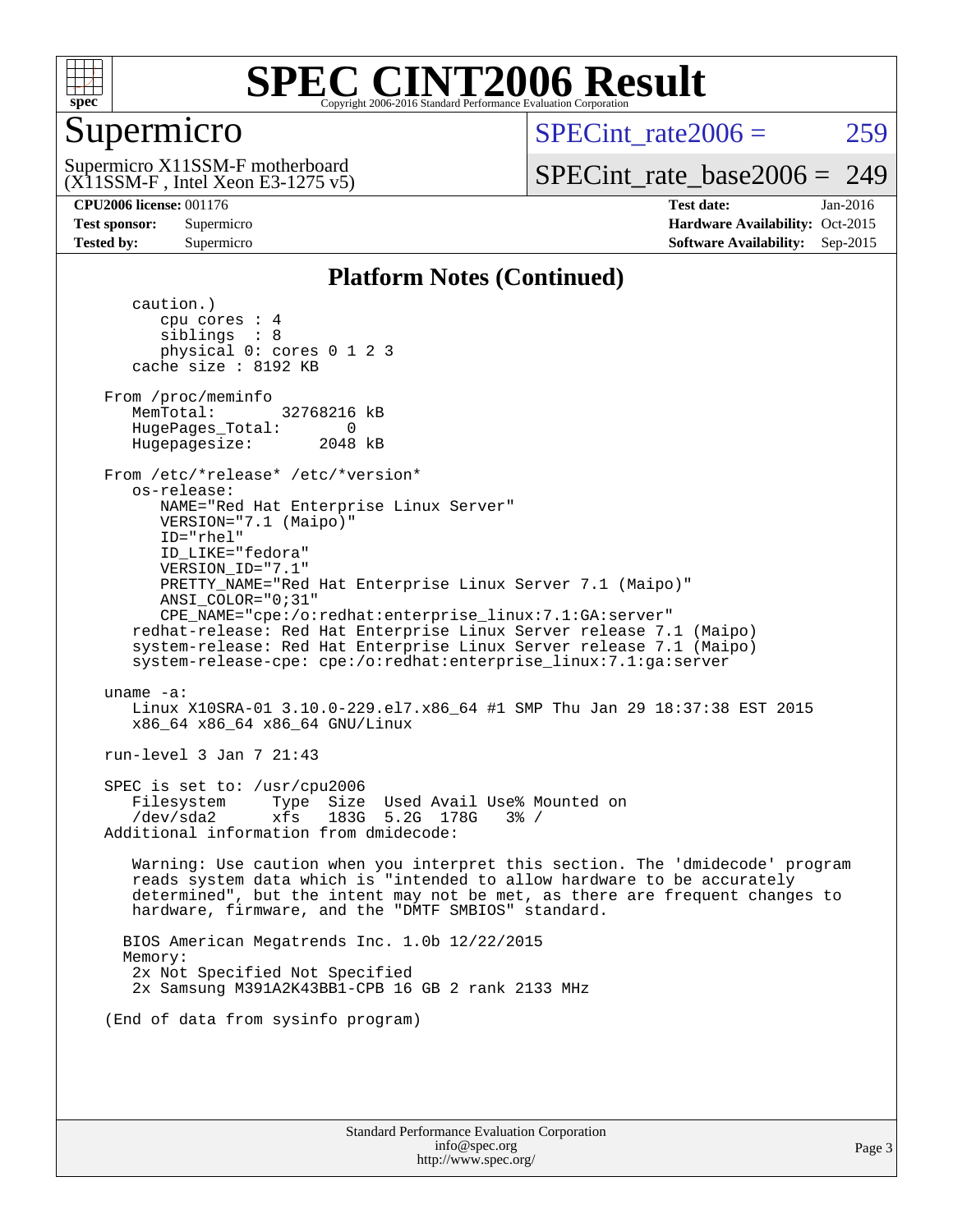# SPEC CINT2006 Result

## Supermicro

Supermicro X11SSM-F motherboard
(X11SSM-F , Intel Xeon E3-1275 v5)

SPECint_rate2006 = 259

SPECint_rate_base2006 = 249

**CPU2006 license:** 001176
**Test sponsor:** Supermicro
**Tested by:** Supermicro

**Test date:** Jan-2016
**Hardware Availability:** Oct-2015
**Software Availability:** Sep-2015

### Platform Notes (Continued)

```
      caution.)
         cpu cores : 4
         siblings  : 8
         physical 0: cores 0 1 2 3
      cache size : 8192 KB

   From /proc/meminfo
      MemTotal:       32768216 kB
      HugePages_Total:       0
      Hugepagesize:       2048 kB

   From /etc/*release* /etc/*version*
      os-release:
         NAME="Red Hat Enterprise Linux Server"
         VERSION="7.1 (Maipo)"
         ID="rhel"
         ID_LIKE="fedora"
         VERSION_ID="7.1"
         PRETTY_NAME="Red Hat Enterprise Linux Server 7.1 (Maipo)"
         ANSI_COLOR="0;31"
         CPE_NAME="cpe:/o:redhat:enterprise_linux:7.1:GA:server"
      redhat-release: Red Hat Enterprise Linux Server release 7.1 (Maipo)
      system-release: Red Hat Enterprise Linux Server release 7.1 (Maipo)
      system-release-cpe: cpe:/o:redhat:enterprise_linux:7.1:ga:server

   uname -a:
      Linux X10SRA-01 3.10.0-229.el7.x86_64 #1 SMP Thu Jan 29 18:37:38 EST 2015
      x86_64 x86_64 x86_64 GNU/Linux

   run-level 3 Jan 7 21:43

   SPEC is set to: /usr/cpu2006
      Filesystem     Type  Size  Used Avail Use% Mounted on
      /dev/sda2      xfs   183G  5.2G  178G   3% /
   Additional information from dmidecode:

      Warning: Use caution when you interpret this section. The 'dmidecode' program
      reads system data which is "intended to allow hardware to be accurately
      determined", but the intent may not be met, as there are frequent changes to
      hardware, firmware, and the "DMTF SMBIOS" standard.

     BIOS American Megatrends Inc. 1.0b 12/22/2015
     Memory:
      2x Not Specified Not Specified
      2x Samsung M391A2K43BB1-CPB 16 GB 2 rank 2133 MHz

   (End of data from sysinfo program)
```

Standard Performance Evaluation Corporation
info@spec.org
http://www.spec.org/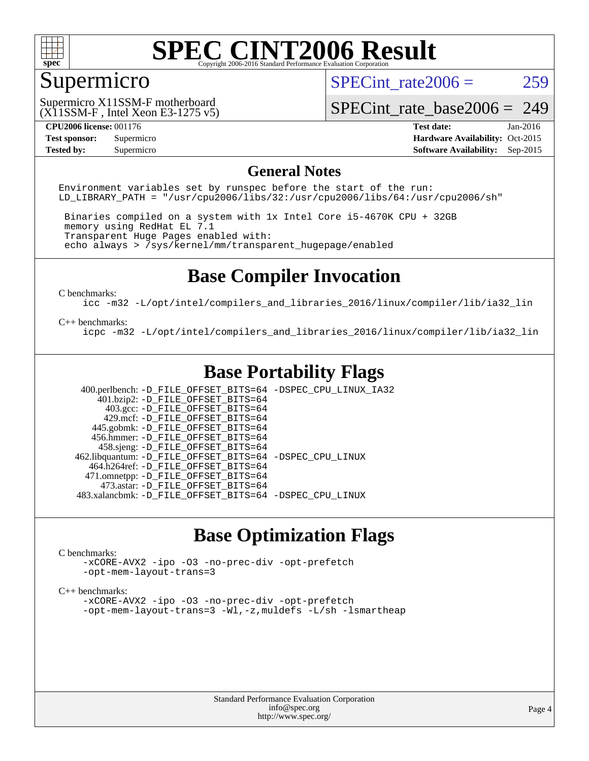# SPEC CINT2006 Result

Copyright 2006-2016 Standard Performance Evaluation Corporation

## Supermicro

Supermicro X11SSM-F motherboard
(X11SSM-F , Intel Xeon E3-1275 v5)

SPECint_rate2006 = 259

SPECint_rate_base2006 = 249

| | | | |
|---|---|---|---|
| **CPU2006 license:** 001176 | | **Test date:** | Jan-2016 |
| **Test sponsor:** | Supermicro | **Hardware Availability:** | Oct-2015 |
| **Tested by:** | Supermicro | **Software Availability:** | Sep-2015 |

## General Notes

```
Environment variables set by runspec before the start of the run:
LD_LIBRARY_PATH = "/usr/cpu2006/libs/32:/usr/cpu2006/libs/64:/usr/cpu2006/sh"

 Binaries compiled on a system with 1x Intel Core i5-4670K CPU + 32GB
 memory using RedHat EL 7.1
 Transparent Huge Pages enabled with:
 echo always > /sys/kernel/mm/transparent_hugepage/enabled
```

## Base Compiler Invocation

C benchmarks:

```
icc -m32 -L/opt/intel/compilers_and_libraries_2016/linux/compiler/lib/ia32_lin
```

C++ benchmarks:

```
icpc -m32 -L/opt/intel/compilers_and_libraries_2016/linux/compiler/lib/ia32_lin
```

## Base Portability Flags

```
  400.perlbench: -D_FILE_OFFSET_BITS=64 -DSPEC_CPU_LINUX_IA32
     401.bzip2: -D_FILE_OFFSET_BITS=64
       403.gcc: -D_FILE_OFFSET_BITS=64
       429.mcf: -D_FILE_OFFSET_BITS=64
     445.gobmk: -D_FILE_OFFSET_BITS=64
    456.hmmer: -D_FILE_OFFSET_BITS=64
     458.sjeng: -D_FILE_OFFSET_BITS=64
462.libquantum: -D_FILE_OFFSET_BITS=64 -DSPEC_CPU_LINUX
   464.h264ref: -D_FILE_OFFSET_BITS=64
   471.omnetpp: -D_FILE_OFFSET_BITS=64
     473.astar: -D_FILE_OFFSET_BITS=64
 483.xalancbmk: -D_FILE_OFFSET_BITS=64 -DSPEC_CPU_LINUX
```

## Base Optimization Flags

C benchmarks:

```
-xCORE-AVX2 -ipo -O3 -no-prec-div -opt-prefetch
-opt-mem-layout-trans=3
```

C++ benchmarks:

```
-xCORE-AVX2 -ipo -O3 -no-prec-div -opt-prefetch
-opt-mem-layout-trans=3 -Wl,-z,muldefs -L/sh -lsmartheap
```

Standard Performance Evaluation Corporation
info@spec.org
http://www.spec.org/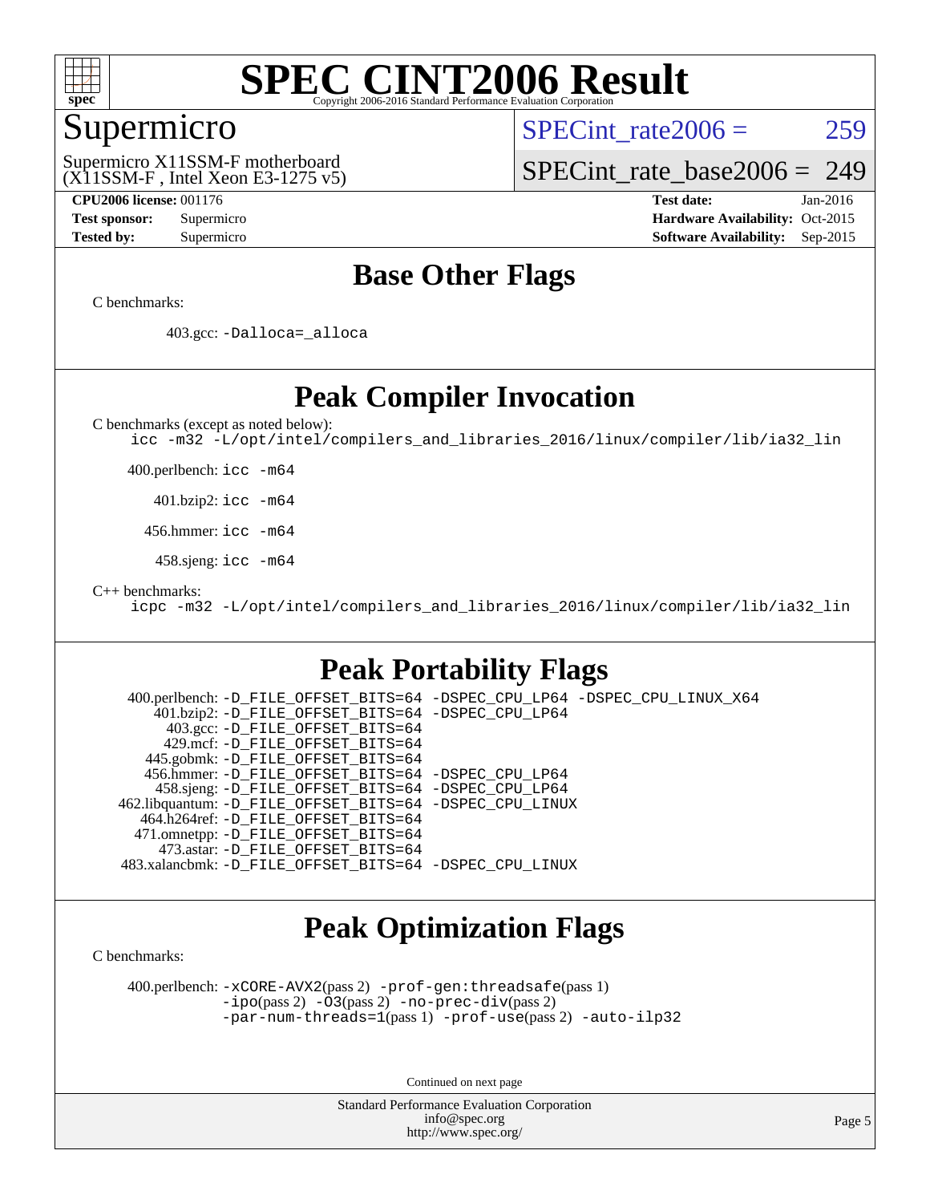## Base Other Flags

C benchmarks:

403.gcc: `-Dalloca=_alloca`

## Peak Compiler Invocation

C benchmarks (except as noted below):
`icc -m32 -L/opt/intel/compilers_and_libraries_2016/linux/compiler/lib/ia32_lin`

400.perlbench: `icc -m64`

401.bzip2: `icc -m64`

456.hmmer: `icc -m64`

458.sjeng: `icc -m64`

C++ benchmarks:
`icpc -m32 -L/opt/intel/compilers_and_libraries_2016/linux/compiler/lib/ia32_lin`

## Peak Portability Flags

400.perlbench: `-D_FILE_OFFSET_BITS=64 -DSPEC_CPU_LP64 -DSPEC_CPU_LINUX_X64`
401.bzip2: `-D_FILE_OFFSET_BITS=64 -DSPEC_CPU_LP64`
403.gcc: `-D_FILE_OFFSET_BITS=64`
429.mcf: `-D_FILE_OFFSET_BITS=64`
445.gobmk: `-D_FILE_OFFSET_BITS=64`
456.hmmer: `-D_FILE_OFFSET_BITS=64 -DSPEC_CPU_LP64`
458.sjeng: `-D_FILE_OFFSET_BITS=64 -DSPEC_CPU_LP64`
462.libquantum: `-D_FILE_OFFSET_BITS=64 -DSPEC_CPU_LINUX`
464.h264ref: `-D_FILE_OFFSET_BITS=64`
471.omnetpp: `-D_FILE_OFFSET_BITS=64`
473.astar: `-D_FILE_OFFSET_BITS=64`
483.xalancbmk: `-D_FILE_OFFSET_BITS=64 -DSPEC_CPU_LINUX`

## Peak Optimization Flags

C benchmarks:

400.perlbench: `-xCORE-AVX2`(pass 2) `-prof-gen:threadsafe`(pass 1)
`-ipo`(pass 2) `-O3`(pass 2) `-no-prec-div`(pass 2)
`-par-num-threads=1`(pass 1) `-prof-use`(pass 2) `-auto-ilp32`

Continued on next page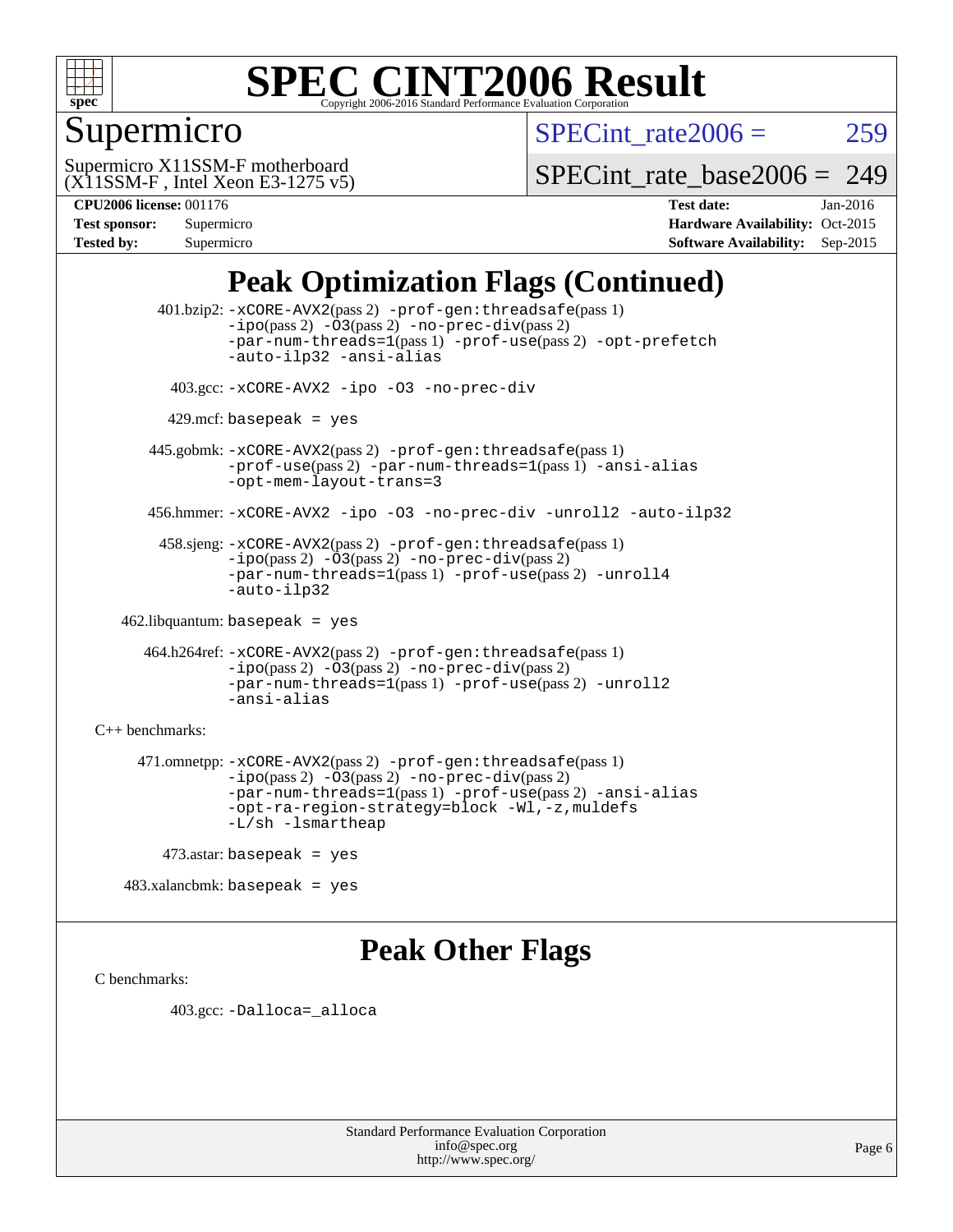# SPEC CINT2006 Result

Copyright 2006-2016 Standard Performance Evaluation Corporation

## Supermicro

Supermicro X11SSM-F motherboard
(X11SSM-F , Intel Xeon E3-1275 v5)

SPECint_rate2006 = 259

SPECint_rate_base2006 = 249

**CPU2006 license:** 001176
**Test sponsor:** Supermicro
**Tested by:** Supermicro

**Test date:** Jan-2016
**Hardware Availability:** Oct-2015
**Software Availability:** Sep-2015

## Peak Optimization Flags (Continued)

401.bzip2: -xCORE-AVX2(pass 2) -prof-gen:threadsafe(pass 1) -ipo(pass 2) -O3(pass 2) -no-prec-div(pass 2) -par-num-threads=1(pass 1) -prof-use(pass 2) -opt-prefetch -auto-ilp32 -ansi-alias

403.gcc: -xCORE-AVX2 -ipo -O3 -no-prec-div

429.mcf: basepeak = yes

445.gobmk: -xCORE-AVX2(pass 2) -prof-gen:threadsafe(pass 1) -prof-use(pass 2) -par-num-threads=1(pass 1) -ansi-alias -opt-mem-layout-trans=3

456.hmmer: -xCORE-AVX2 -ipo -O3 -no-prec-div -unroll2 -auto-ilp32

458.sjeng: -xCORE-AVX2(pass 2) -prof-gen:threadsafe(pass 1) -ipo(pass 2) -O3(pass 2) -no-prec-div(pass 2) -par-num-threads=1(pass 1) -prof-use(pass 2) -unroll4 -auto-ilp32

462.libquantum: basepeak = yes

464.h264ref: -xCORE-AVX2(pass 2) -prof-gen:threadsafe(pass 1) -ipo(pass 2) -O3(pass 2) -no-prec-div(pass 2) -par-num-threads=1(pass 1) -prof-use(pass 2) -unroll2 -ansi-alias

C++ benchmarks:

471.omnetpp: -xCORE-AVX2(pass 2) -prof-gen:threadsafe(pass 1) -ipo(pass 2) -O3(pass 2) -no-prec-div(pass 2) -par-num-threads=1(pass 1) -prof-use(pass 2) -ansi-alias -opt-ra-region-strategy=block -Wl,-z,muldefs -L/sh -lsmartheap

473.astar: basepeak = yes

483.xalancbmk: basepeak = yes

## Peak Other Flags

C benchmarks:

403.gcc: -Dalloca=_alloca

Standard Performance Evaluation Corporation
info@spec.org
http://www.spec.org/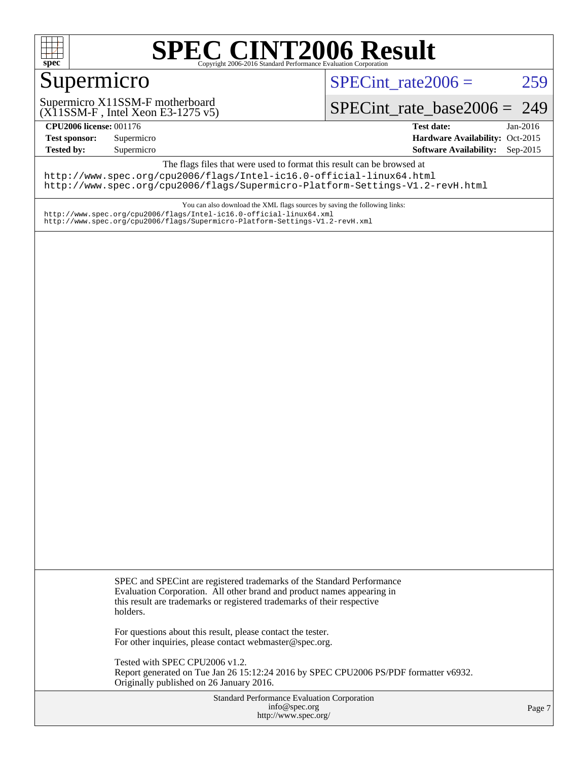The flags files that were used to format this result can be browsed at
http://www.spec.org/cpu2006/flags/Intel-ic16.0-official-linux64.html
http://www.spec.org/cpu2006/flags/Supermicro-Platform-Settings-V1.2-revH.html

You can also download the XML flags sources by saving the following links:
http://www.spec.org/cpu2006/flags/Intel-ic16.0-official-linux64.xml
http://www.spec.org/cpu2006/flags/Supermicro-Platform-Settings-V1.2-revH.xml

SPEC and SPECint are registered trademarks of the Standard Performance Evaluation Corporation. All other brand and product names appearing in this result are trademarks or registered trademarks of their respective holders.

For questions about this result, please contact the tester.
For other inquiries, please contact webmaster@spec.org.

Tested with SPEC CPU2006 v1.2.
Report generated on Tue Jan 26 15:12:24 2016 by SPEC CPU2006 PS/PDF formatter v6932.
Originally published on 26 January 2016.